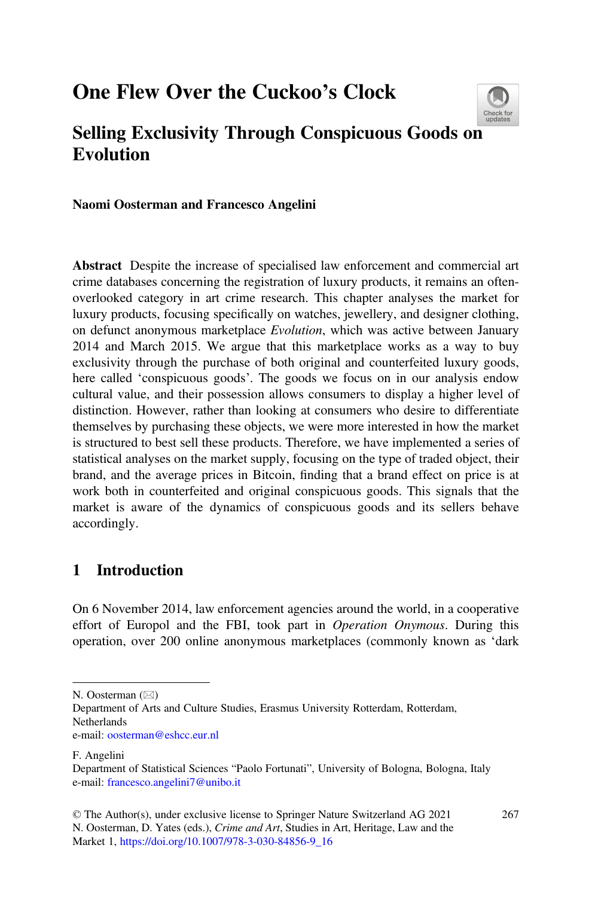# One Flew Over the Cuckoo's Clock

## Selling Exclusivity Through Conspicuous Goods on Evolution

**Naomi Oosterman and Francesco Angelini**

**Abstract** Despite the increase of specialised law enforcement and commercial art crime databases concerning the registration of luxury products, it remains an often-overlooked category in art crime research. This chapter analyses the market for luxury products, focusing specifically on watches, jewellery, and designer clothing, on defunct anonymous marketplace *Evolution*, which was active between January 2014 and March 2015. We argue that this marketplace works as a way to buy exclusivity through the purchase of both original and counterfeited luxury goods, here called 'conspicuous goods'. The goods we focus on in our analysis endow cultural value, and their possession allows consumers to display a higher level of distinction. However, rather than looking at consumers who desire to differentiate themselves by purchasing these objects, we were more interested in how the market is structured to best sell these products. Therefore, we have implemented a series of statistical analyses on the market supply, focusing on the type of traded object, their brand, and the average prices in Bitcoin, finding that a brand effect on price is at work both in counterfeited and original conspicuous goods. This signals that the market is aware of the dynamics of conspicuous goods and its sellers behave accordingly.

## 1 Introduction

On 6 November 2014, law enforcement agencies around the world, in a cooperative effort of Europol and the FBI, took part in *Operation Onymous*. During this operation, over 200 online anonymous marketplaces (commonly known as 'dark

---

N. Oosterman (✉)
Department of Arts and Culture Studies, Erasmus University Rotterdam, Rotterdam, Netherlands
e-mail: oosterman@eshcc.eur.nl

F. Angelini
Department of Statistical Sciences "Paolo Fortunati", University of Bologna, Bologna, Italy
e-mail: francesco.angelini7@unibo.it

© The Author(s), under exclusive license to Springer Nature Switzerland AG 2021
N. Oosterman, D. Yates (eds.), *Crime and Art*, Studies in Art, Heritage, Law and the Market 1, https://doi.org/10.1007/978-3-030-84856-9_16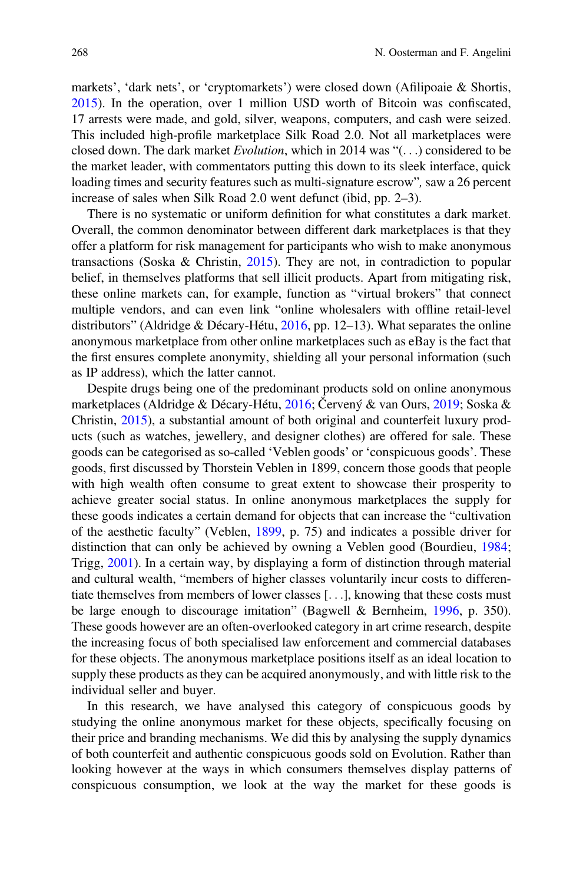markets', 'dark nets', or 'cryptomarkets') were closed down (Afilipoaie & Shortis, 2015). In the operation, over 1 million USD worth of Bitcoin was confiscated, 17 arrests were made, and gold, silver, weapons, computers, and cash were seized. This included high-profile marketplace Silk Road 2.0. Not all marketplaces were closed down. The dark market *Evolution*, which in 2014 was "(. . .) considered to be the market leader, with commentators putting this down to its sleek interface, quick loading times and security features such as multi-signature escrow", saw a 26 percent increase of sales when Silk Road 2.0 went defunct (ibid, pp. 2–3).

There is no systematic or uniform definition for what constitutes a dark market. Overall, the common denominator between different dark marketplaces is that they offer a platform for risk management for participants who wish to make anonymous transactions (Soska & Christin, 2015). They are not, in contradiction to popular belief, in themselves platforms that sell illicit products. Apart from mitigating risk, these online markets can, for example, function as "virtual brokers" that connect multiple vendors, and can even link "online wholesalers with offline retail-level distributors" (Aldridge & Décary-Hétu, 2016, pp. 12–13). What separates the online anonymous marketplace from other online marketplaces such as eBay is the fact that the first ensures complete anonymity, shielding all your personal information (such as IP address), which the latter cannot.

Despite drugs being one of the predominant products sold on online anonymous marketplaces (Aldridge & Décary-Hétu, 2016; Červený & van Ours, 2019; Soska & Christin, 2015), a substantial amount of both original and counterfeit luxury products (such as watches, jewellery, and designer clothes) are offered for sale. These goods can be categorised as so-called 'Veblen goods' or 'conspicuous goods'. These goods, first discussed by Thorstein Veblen in 1899, concern those goods that people with high wealth often consume to great extent to showcase their prosperity to achieve greater social status. In online anonymous marketplaces the supply for these goods indicates a certain demand for objects that can increase the "cultivation of the aesthetic faculty" (Veblen, 1899, p. 75) and indicates a possible driver for distinction that can only be achieved by owning a Veblen good (Bourdieu, 1984; Trigg, 2001). In a certain way, by displaying a form of distinction through material and cultural wealth, "members of higher classes voluntarily incur costs to differentiate themselves from members of lower classes [. . .], knowing that these costs must be large enough to discourage imitation" (Bagwell & Bernheim, 1996, p. 350). These goods however are an often-overlooked category in art crime research, despite the increasing focus of both specialised law enforcement and commercial databases for these objects. The anonymous marketplace positions itself as an ideal location to supply these products as they can be acquired anonymously, and with little risk to the individual seller and buyer.

In this research, we have analysed this category of conspicuous goods by studying the online anonymous market for these objects, specifically focusing on their price and branding mechanisms. We did this by analysing the supply dynamics of both counterfeit and authentic conspicuous goods sold on Evolution. Rather than looking however at the ways in which consumers themselves display patterns of conspicuous consumption, we look at the way the market for these goods is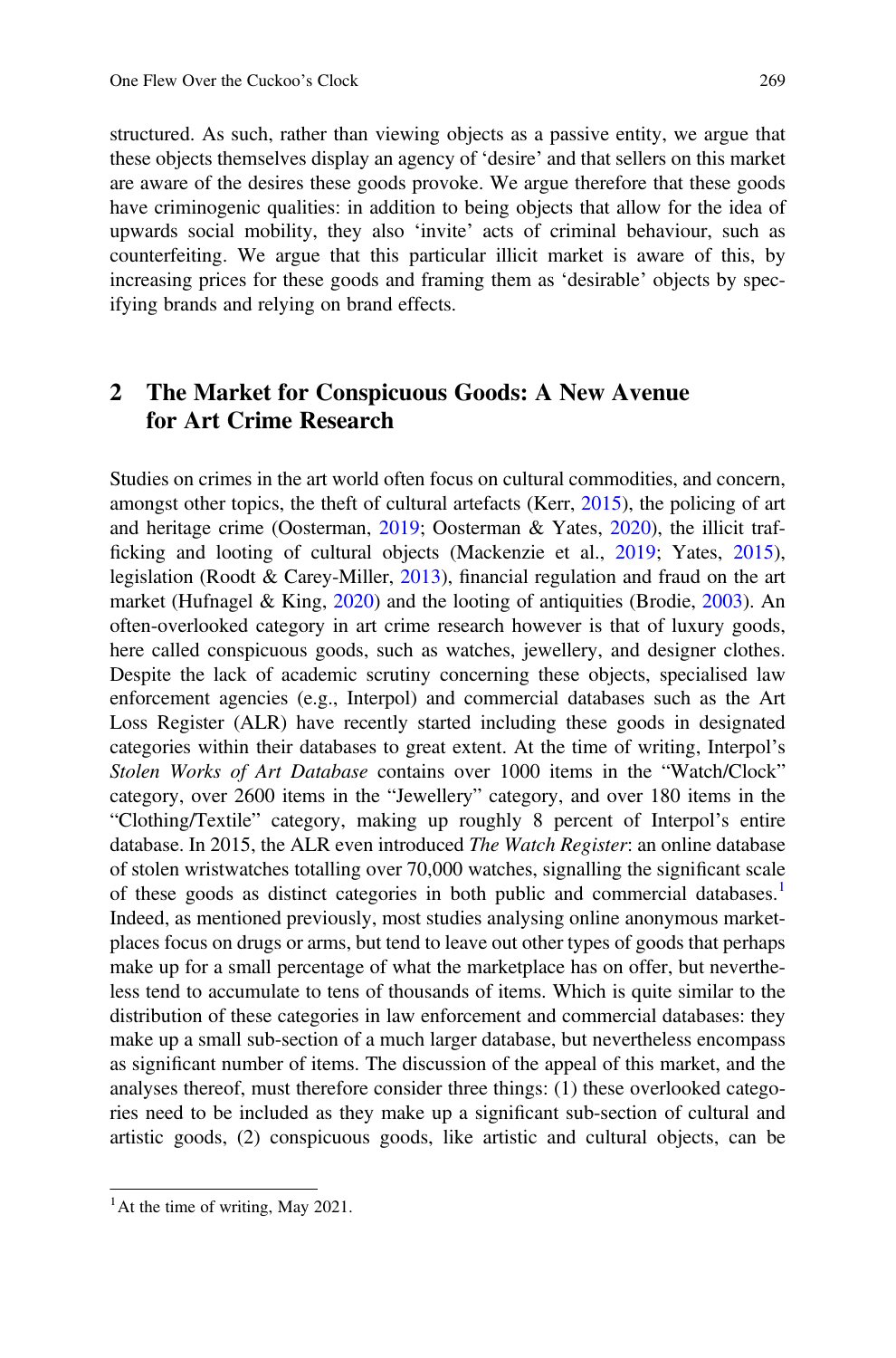structured. As such, rather than viewing objects as a passive entity, we argue that these objects themselves display an agency of 'desire' and that sellers on this market are aware of the desires these goods provoke. We argue therefore that these goods have criminogenic qualities: in addition to being objects that allow for the idea of upwards social mobility, they also 'invite' acts of criminal behaviour, such as counterfeiting. We argue that this particular illicit market is aware of this, by increasing prices for these goods and framing them as 'desirable' objects by specifying brands and relying on brand effects.

## 2 The Market for Conspicuous Goods: A New Avenue for Art Crime Research

Studies on crimes in the art world often focus on cultural commodities, and concern, amongst other topics, the theft of cultural artefacts (Kerr, 2015), the policing of art and heritage crime (Oosterman, 2019; Oosterman & Yates, 2020), the illicit trafficking and looting of cultural objects (Mackenzie et al., 2019; Yates, 2015), legislation (Roodt & Carey-Miller, 2013), financial regulation and fraud on the art market (Hufnagel & King, 2020) and the looting of antiquities (Brodie, 2003). An often-overlooked category in art crime research however is that of luxury goods, here called conspicuous goods, such as watches, jewellery, and designer clothes. Despite the lack of academic scrutiny concerning these objects, specialised law enforcement agencies (e.g., Interpol) and commercial databases such as the Art Loss Register (ALR) have recently started including these goods in designated categories within their databases to great extent. At the time of writing, Interpol's *Stolen Works of Art Database* contains over 1000 items in the "Watch/Clock" category, over 2600 items in the "Jewellery" category, and over 180 items in the "Clothing/Textile" category, making up roughly 8 percent of Interpol's entire database. In 2015, the ALR even introduced *The Watch Register*: an online database of stolen wristwatches totalling over 70,000 watches, signalling the significant scale of these goods as distinct categories in both public and commercial databases.[1] Indeed, as mentioned previously, most studies analysing online anonymous marketplaces focus on drugs or arms, but tend to leave out other types of goods that perhaps make up for a small percentage of what the marketplace has on offer, but nevertheless tend to accumulate to tens of thousands of items. Which is quite similar to the distribution of these categories in law enforcement and commercial databases: they make up a small sub-section of a much larger database, but nevertheless encompass as significant number of items. The discussion of the appeal of this market, and the analyses thereof, must therefore consider three things: (1) these overlooked categories need to be included as they make up a significant sub-section of cultural and artistic goods, (2) conspicuous goods, like artistic and cultural objects, can be

[1] At the time of writing, May 2021.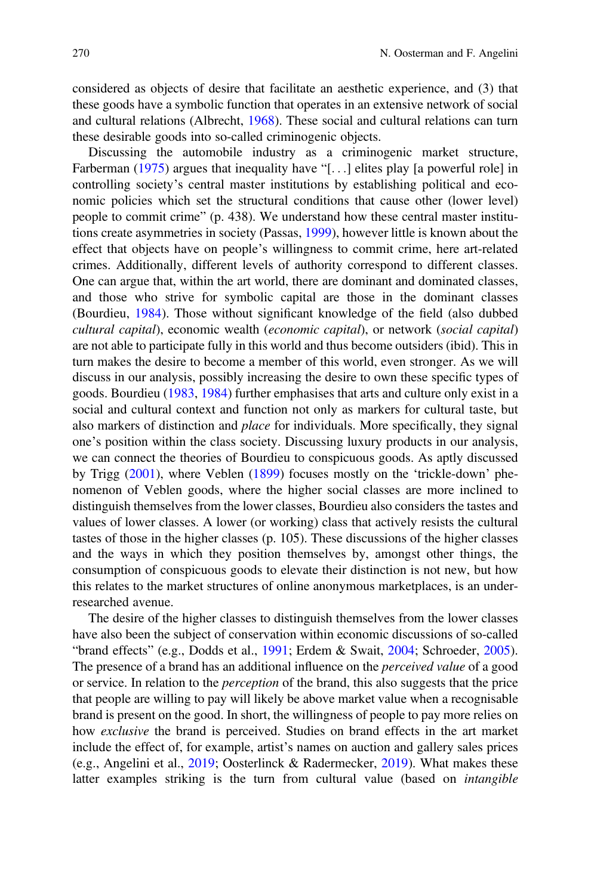considered as objects of desire that facilitate an aesthetic experience, and (3) that these goods have a symbolic function that operates in an extensive network of social and cultural relations (Albrecht, 1968). These social and cultural relations can turn these desirable goods into so-called criminogenic objects.

Discussing the automobile industry as a criminogenic market structure, Farberman (1975) argues that inequality have "[. . .] elites play [a powerful role] in controlling society's central master institutions by establishing political and economic policies which set the structural conditions that cause other (lower level) people to commit crime" (p. 438). We understand how these central master institutions create asymmetries in society (Passas, 1999), however little is known about the effect that objects have on people's willingness to commit crime, here art-related crimes. Additionally, different levels of authority correspond to different classes. One can argue that, within the art world, there are dominant and dominated classes, and those who strive for symbolic capital are those in the dominant classes (Bourdieu, 1984). Those without significant knowledge of the field (also dubbed *cultural capital*), economic wealth (*economic capital*), or network (*social capital*) are not able to participate fully in this world and thus become outsiders (ibid). This in turn makes the desire to become a member of this world, even stronger. As we will discuss in our analysis, possibly increasing the desire to own these specific types of goods. Bourdieu (1983, 1984) further emphasises that arts and culture only exist in a social and cultural context and function not only as markers for cultural taste, but also markers of distinction and *place* for individuals. More specifically, they signal one's position within the class society. Discussing luxury products in our analysis, we can connect the theories of Bourdieu to conspicuous goods. As aptly discussed by Trigg (2001), where Veblen (1899) focuses mostly on the 'trickle-down' phenomenon of Veblen goods, where the higher social classes are more inclined to distinguish themselves from the lower classes, Bourdieu also considers the tastes and values of lower classes. A lower (or working) class that actively resists the cultural tastes of those in the higher classes (p. 105). These discussions of the higher classes and the ways in which they position themselves by, amongst other things, the consumption of conspicuous goods to elevate their distinction is not new, but how this relates to the market structures of online anonymous marketplaces, is an under-researched avenue.

The desire of the higher classes to distinguish themselves from the lower classes have also been the subject of conservation within economic discussions of so-called "brand effects" (e.g., Dodds et al., 1991; Erdem & Swait, 2004; Schroeder, 2005). The presence of a brand has an additional influence on the *perceived value* of a good or service. In relation to the *perception* of the brand, this also suggests that the price that people are willing to pay will likely be above market value when a recognisable brand is present on the good. In short, the willingness of people to pay more relies on how *exclusive* the brand is perceived. Studies on brand effects in the art market include the effect of, for example, artist's names on auction and gallery sales prices (e.g., Angelini et al., 2019; Oosterlinck & Radermecker, 2019). What makes these latter examples striking is the turn from cultural value (based on *intangible*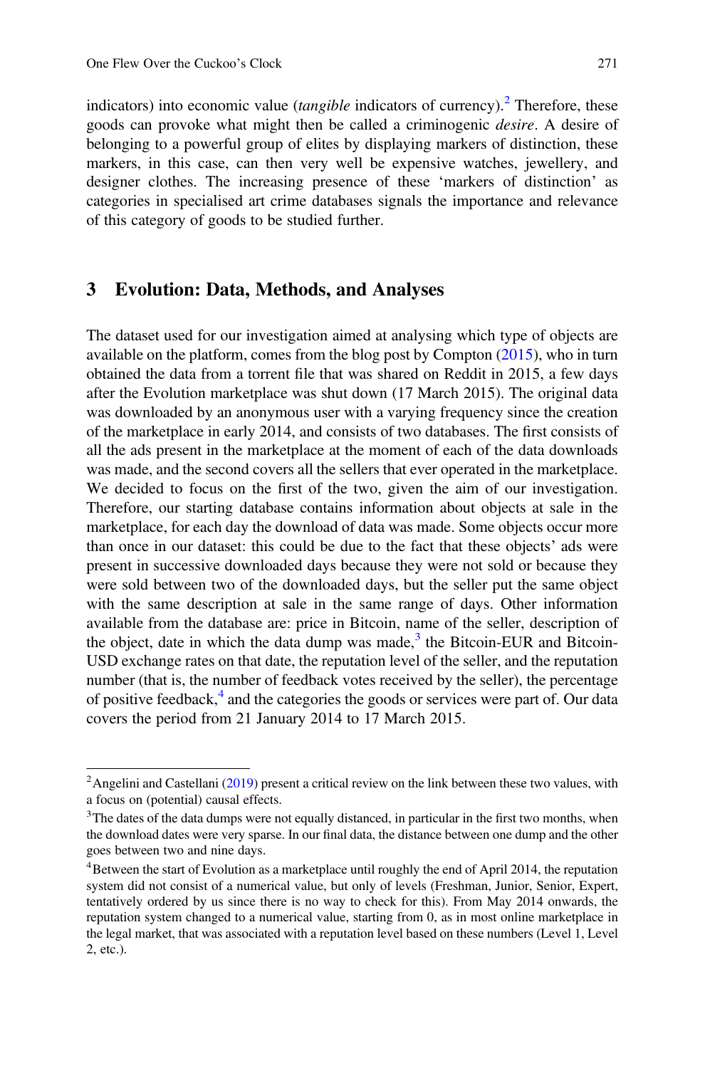indicators) into economic value (*tangible* indicators of currency).[2] Therefore, these goods can provoke what might then be called a criminogenic *desire*. A desire of belonging to a powerful group of elites by displaying markers of distinction, these markers, in this case, can then very well be expensive watches, jewellery, and designer clothes. The increasing presence of these 'markers of distinction' as categories in specialised art crime databases signals the importance and relevance of this category of goods to be studied further.

## 3 Evolution: Data, Methods, and Analyses

The dataset used for our investigation aimed at analysing which type of objects are available on the platform, comes from the blog post by Compton (2015), who in turn obtained the data from a torrent file that was shared on Reddit in 2015, a few days after the Evolution marketplace was shut down (17 March 2015). The original data was downloaded by an anonymous user with a varying frequency since the creation of the marketplace in early 2014, and consists of two databases. The first consists of all the ads present in the marketplace at the moment of each of the data downloads was made, and the second covers all the sellers that ever operated in the marketplace. We decided to focus on the first of the two, given the aim of our investigation. Therefore, our starting database contains information about objects at sale in the marketplace, for each day the download of data was made. Some objects occur more than once in our dataset: this could be due to the fact that these objects' ads were present in successive downloaded days because they were not sold or because they were sold between two of the downloaded days, but the seller put the same object with the same description at sale in the same range of days. Other information available from the database are: price in Bitcoin, name of the seller, description of the object, date in which the data dump was made,[3] the Bitcoin-EUR and Bitcoin-USD exchange rates on that date, the reputation level of the seller, and the reputation number (that is, the number of feedback votes received by the seller), the percentage of positive feedback,[4] and the categories the goods or services were part of. Our data covers the period from 21 January 2014 to 17 March 2015.

---

[2] Angelini and Castellani (2019) present a critical review on the link between these two values, with a focus on (potential) causal effects.

[3] The dates of the data dumps were not equally distanced, in particular in the first two months, when the download dates were very sparse. In our final data, the distance between one dump and the other goes between two and nine days.

[4] Between the start of Evolution as a marketplace until roughly the end of April 2014, the reputation system did not consist of a numerical value, but only of levels (Freshman, Junior, Senior, Expert, tentatively ordered by us since there is no way to check for this). From May 2014 onwards, the reputation system changed to a numerical value, starting from 0, as in most online marketplace in the legal market, that was associated with a reputation level based on these numbers (Level 1, Level 2, etc.).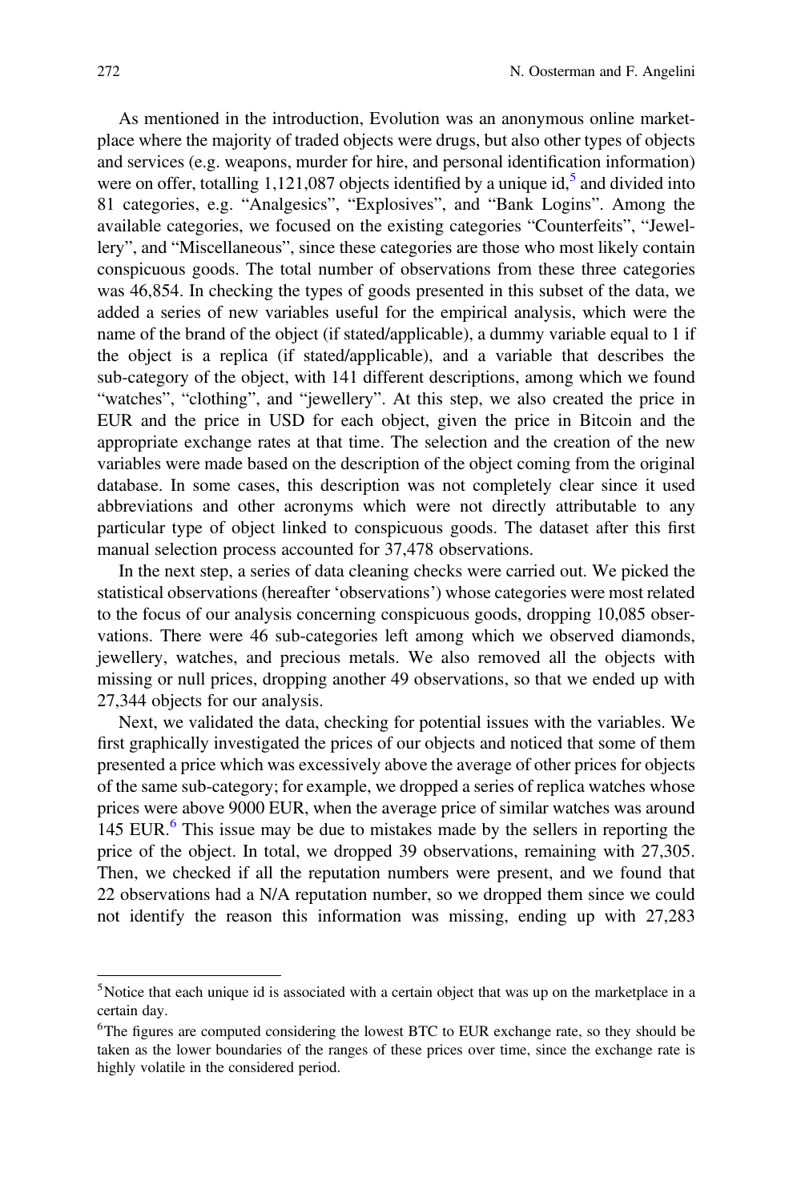As mentioned in the introduction, Evolution was an anonymous online marketplace where the majority of traded objects were drugs, but also other types of objects and services (e.g. weapons, murder for hire, and personal identification information) were on offer, totalling 1,121,087 objects identified by a unique id,[5] and divided into 81 categories, e.g. "Analgesics", "Explosives", and "Bank Logins". Among the available categories, we focused on the existing categories "Counterfeits", "Jewellery", and "Miscellaneous", since these categories are those who most likely contain conspicuous goods. The total number of observations from these three categories was 46,854. In checking the types of goods presented in this subset of the data, we added a series of new variables useful for the empirical analysis, which were the name of the brand of the object (if stated/applicable), a dummy variable equal to 1 if the object is a replica (if stated/applicable), and a variable that describes the sub-category of the object, with 141 different descriptions, among which we found "watches", "clothing", and "jewellery". At this step, we also created the price in EUR and the price in USD for each object, given the price in Bitcoin and the appropriate exchange rates at that time. The selection and the creation of the new variables were made based on the description of the object coming from the original database. In some cases, this description was not completely clear since it used abbreviations and other acronyms which were not directly attributable to any particular type of object linked to conspicuous goods. The dataset after this first manual selection process accounted for 37,478 observations.

In the next step, a series of data cleaning checks were carried out. We picked the statistical observations (hereafter 'observations') whose categories were most related to the focus of our analysis concerning conspicuous goods, dropping 10,085 observations. There were 46 sub-categories left among which we observed diamonds, jewellery, watches, and precious metals. We also removed all the objects with missing or null prices, dropping another 49 observations, so that we ended up with 27,344 objects for our analysis.

Next, we validated the data, checking for potential issues with the variables. We first graphically investigated the prices of our objects and noticed that some of them presented a price which was excessively above the average of other prices for objects of the same sub-category; for example, we dropped a series of replica watches whose prices were above 9000 EUR, when the average price of similar watches was around 145 EUR.[6] This issue may be due to mistakes made by the sellers in reporting the price of the object. In total, we dropped 39 observations, remaining with 27,305. Then, we checked if all the reputation numbers were present, and we found that 22 observations had a N/A reputation number, so we dropped them since we could not identify the reason this information was missing, ending up with 27,283

[5] Notice that each unique id is associated with a certain object that was up on the marketplace in a certain day.

[6] The figures are computed considering the lowest BTC to EUR exchange rate, so they should be taken as the lower boundaries of the ranges of these prices over time, since the exchange rate is highly volatile in the considered period.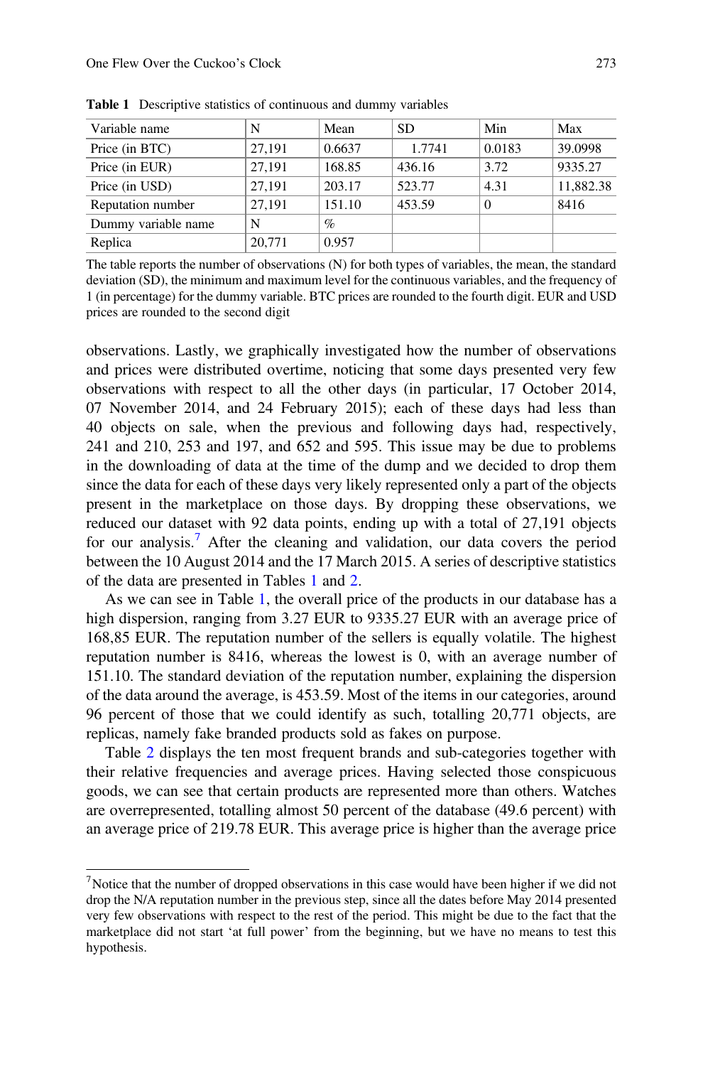**Table 1** Descriptive statistics of continuous and dummy variables

| Variable name | N | Mean | SD | Min | Max |
|---|---|---|---|---|---|
| Price (in BTC) | 27,191 | 0.6637 | 1.7741 | 0.0183 | 39.0998 |
| Price (in EUR) | 27,191 | 168.85 | 436.16 | 3.72 | 9335.27 |
| Price (in USD) | 27,191 | 203.17 | 523.77 | 4.31 | 11,882.38 |
| Reputation number | 27,191 | 151.10 | 453.59 | 0 | 8416 |
| Dummy variable name | N | % | | | |
| Replica | 20,771 | 0.957 | | | |

The table reports the number of observations (N) for both types of variables, the mean, the standard deviation (SD), the minimum and maximum level for the continuous variables, and the frequency of 1 (in percentage) for the dummy variable. BTC prices are rounded to the fourth digit. EUR and USD prices are rounded to the second digit

observations. Lastly, we graphically investigated how the number of observations and prices were distributed overtime, noticing that some days presented very few observations with respect to all the other days (in particular, 17 October 2014, 07 November 2014, and 24 February 2015); each of these days had less than 40 objects on sale, when the previous and following days had, respectively, 241 and 210, 253 and 197, and 652 and 595. This issue may be due to problems in the downloading of data at the time of the dump and we decided to drop them since the data for each of these days very likely represented only a part of the objects present in the marketplace on those days. By dropping these observations, we reduced our dataset with 92 data points, ending up with a total of 27,191 objects for our analysis.[7] After the cleaning and validation, our data covers the period between the 10 August 2014 and the 17 March 2015. A series of descriptive statistics of the data are presented in Tables 1 and 2.

As we can see in Table 1, the overall price of the products in our database has a high dispersion, ranging from 3.27 EUR to 9335.27 EUR with an average price of 168,85 EUR. The reputation number of the sellers is equally volatile. The highest reputation number is 8416, whereas the lowest is 0, with an average number of 151.10. The standard deviation of the reputation number, explaining the dispersion of the data around the average, is 453.59. Most of the items in our categories, around 96 percent of those that we could identify as such, totalling 20,771 objects, are replicas, namely fake branded products sold as fakes on purpose.

Table 2 displays the ten most frequent brands and sub-categories together with their relative frequencies and average prices. Having selected those conspicuous goods, we can see that certain products are represented more than others. Watches are overrepresented, totalling almost 50 percent of the database (49.6 percent) with an average price of 219.78 EUR. This average price is higher than the average price

---

[7] Notice that the number of dropped observations in this case would have been higher if we did not drop the N/A reputation number in the previous step, since all the dates before May 2014 presented very few observations with respect to the rest of the period. This might be due to the fact that the marketplace did not start 'at full power' from the beginning, but we have no means to test this hypothesis.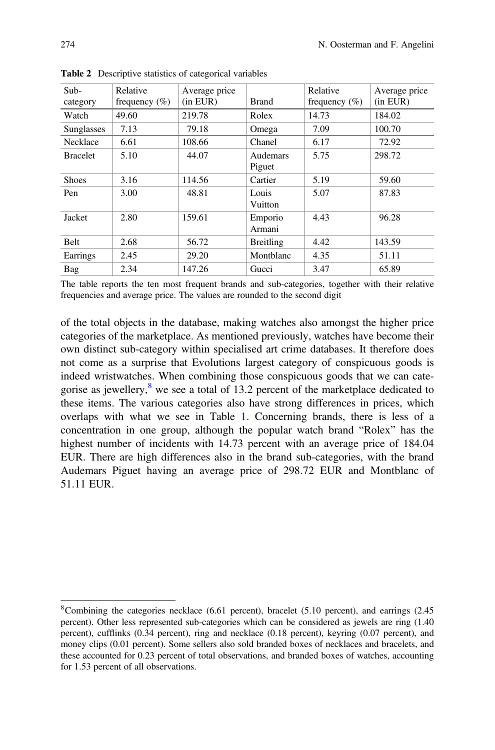**Table 2** Descriptive statistics of categorical variables

| Sub-category | Relative frequency (%) | Average price (in EUR) | Brand | Relative frequency (%) | Average price (in EUR) |
|---|---|---|---|---|---|
| Watch | 49.60 | 219.78 | Rolex | 14.73 | 184.02 |
| Sunglasses | 7.13 | 79.18 | Omega | 7.09 | 100.70 |
| Necklace | 6.61 | 108.66 | Chanel | 6.17 | 72.92 |
| Bracelet | 5.10 | 44.07 | Audemars Piguet | 5.75 | 298.72 |
| Shoes | 3.16 | 114.56 | Cartier | 5.19 | 59.60 |
| Pen | 3.00 | 48.81 | Louis Vuitton | 5.07 | 87.83 |
| Jacket | 2.80 | 159.61 | Emporio Armani | 4.43 | 96.28 |
| Belt | 2.68 | 56.72 | Breitling | 4.42 | 143.59 |
| Earrings | 2.45 | 29.20 | Montblanc | 4.35 | 51.11 |
| Bag | 2.34 | 147.26 | Gucci | 3.47 | 65.89 |

The table reports the ten most frequent brands and sub-categories, together with their relative frequencies and average price. The values are rounded to the second digit

of the total objects in the database, making watches also amongst the higher price categories of the marketplace. As mentioned previously, watches have become their own distinct sub-category within specialised art crime databases. It therefore does not come as a surprise that Evolutions largest category of conspicuous goods is indeed wristwatches. When combining those conspicuous goods that we can categorise as jewellery,[8] we see a total of 13.2 percent of the marketplace dedicated to these items. The various categories also have strong differences in prices, which overlaps with what we see in Table 1. Concerning brands, there is less of a concentration in one group, although the popular watch brand "Rolex" has the highest number of incidents with 14.73 percent with an average price of 184.04 EUR. There are high differences also in the brand sub-categories, with the brand Audemars Piguet having an average price of 298.72 EUR and Montblanc of 51.11 EUR.

[8]Combining the categories necklace (6.61 percent), bracelet (5.10 percent), and earrings (2.45 percent). Other less represented sub-categories which can be considered as jewels are ring (1.40 percent), cufflinks (0.34 percent), ring and necklace (0.18 percent), keyring (0.07 percent), and money clips (0.01 percent). Some sellers also sold branded boxes of necklaces and bracelets, and these accounted for 0.23 percent of total observations, and branded boxes of watches, accounting for 1.53 percent of all observations.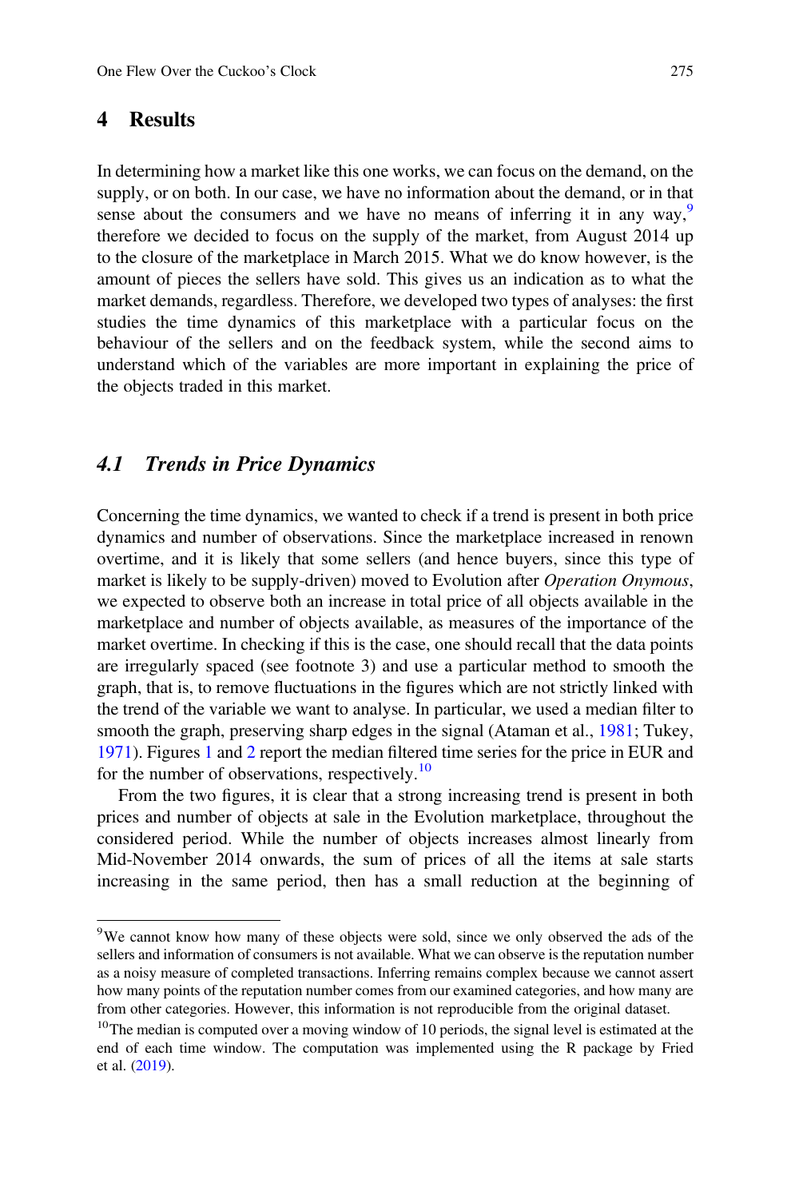## 4 Results

In determining how a market like this one works, we can focus on the demand, on the supply, or on both. In our case, we have no information about the demand, or in that sense about the consumers and we have no means of inferring it in any way,[9] therefore we decided to focus on the supply of the market, from August 2014 up to the closure of the marketplace in March 2015. What we do know however, is the amount of pieces the sellers have sold. This gives us an indication as to what the market demands, regardless. Therefore, we developed two types of analyses: the first studies the time dynamics of this marketplace with a particular focus on the behaviour of the sellers and on the feedback system, while the second aims to understand which of the variables are more important in explaining the price of the objects traded in this market.

### 4.1 Trends in Price Dynamics

Concerning the time dynamics, we wanted to check if a trend is present in both price dynamics and number of observations. Since the marketplace increased in renown overtime, and it is likely that some sellers (and hence buyers, since this type of market is likely to be supply-driven) moved to Evolution after *Operation Onymous*, we expected to observe both an increase in total price of all objects available in the marketplace and number of objects available, as measures of the importance of the market overtime. In checking if this is the case, one should recall that the data points are irregularly spaced (see footnote 3) and use a particular method to smooth the graph, that is, to remove fluctuations in the figures which are not strictly linked with the trend of the variable we want to analyse. In particular, we used a median filter to smooth the graph, preserving sharp edges in the signal (Ataman et al., 1981; Tukey, 1971). Figures 1 and 2 report the median filtered time series for the price in EUR and for the number of observations, respectively.[10]

From the two figures, it is clear that a strong increasing trend is present in both prices and number of objects at sale in the Evolution marketplace, throughout the considered period. While the number of objects increases almost linearly from Mid-November 2014 onwards, the sum of prices of all the items at sale starts increasing in the same period, then has a small reduction at the beginning of

---

[9] We cannot know how many of these objects were sold, since we only observed the ads of the sellers and information of consumers is not available. What we can observe is the reputation number as a noisy measure of completed transactions. Inferring remains complex because we cannot assert how many points of the reputation number comes from our examined categories, and how many are from other categories. However, this information is not reproducible from the original dataset.

[10] The median is computed over a moving window of 10 periods, the signal level is estimated at the end of each time window. The computation was implemented using the R package by Fried et al. (2019).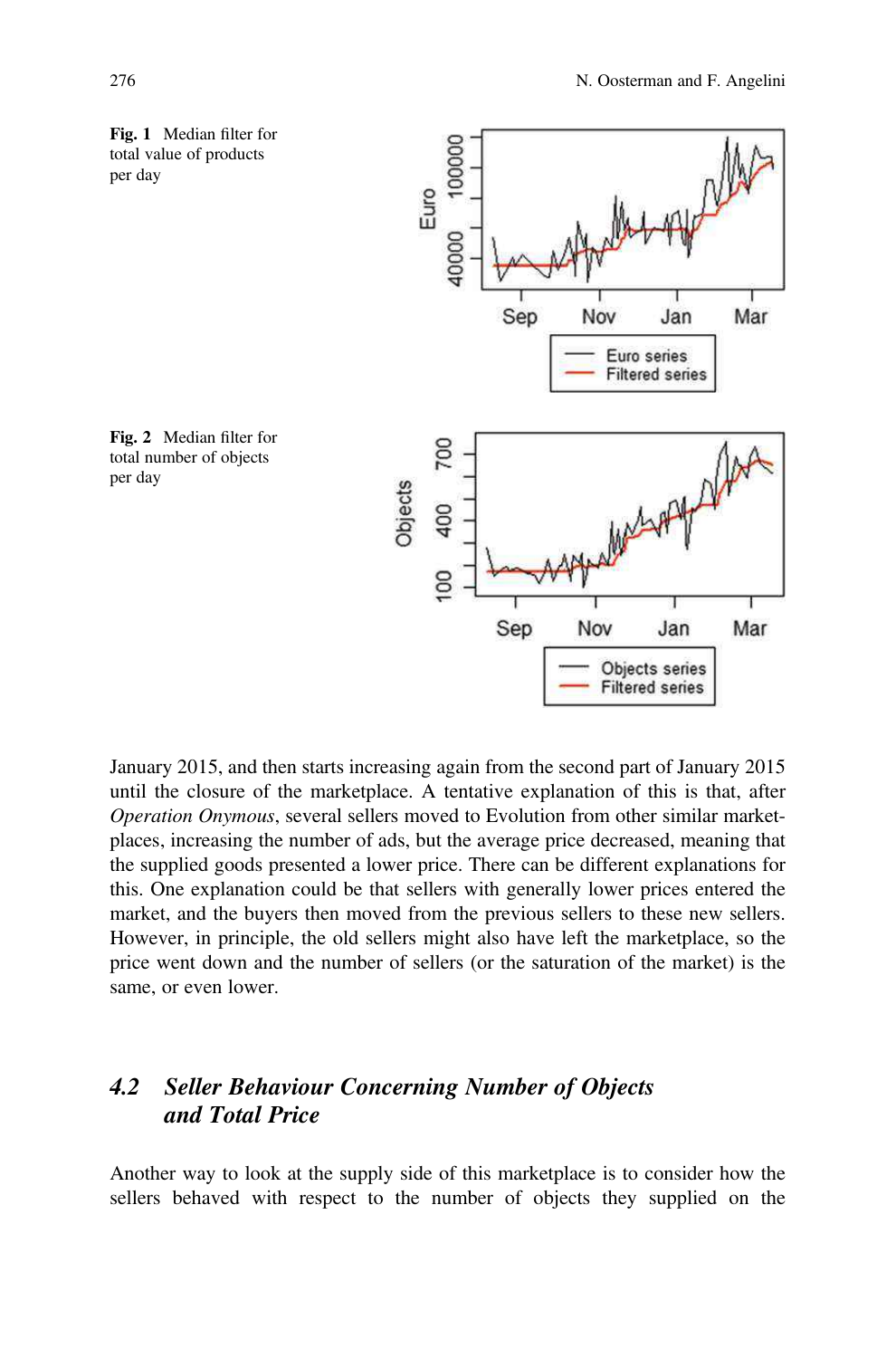Fig. 1 Median filter for total value of products per day

Fig. 2 Median filter for total number of objects per day

January 2015, and then starts increasing again from the second part of January 2015 until the closure of the marketplace. A tentative explanation of this is that, after *Operation Onymous*, several sellers moved to Evolution from other similar marketplaces, increasing the number of ads, but the average price decreased, meaning that the supplied goods presented a lower price. There can be different explanations for this. One explanation could be that sellers with generally lower prices entered the market, and the buyers then moved from the previous sellers to these new sellers. However, in principle, the old sellers might also have left the marketplace, so the price went down and the number of sellers (or the saturation of the market) is the same, or even lower.

## 4.2 Seller Behaviour Concerning Number of Objects and Total Price

Another way to look at the supply side of this marketplace is to consider how the sellers behaved with respect to the number of objects they supplied on the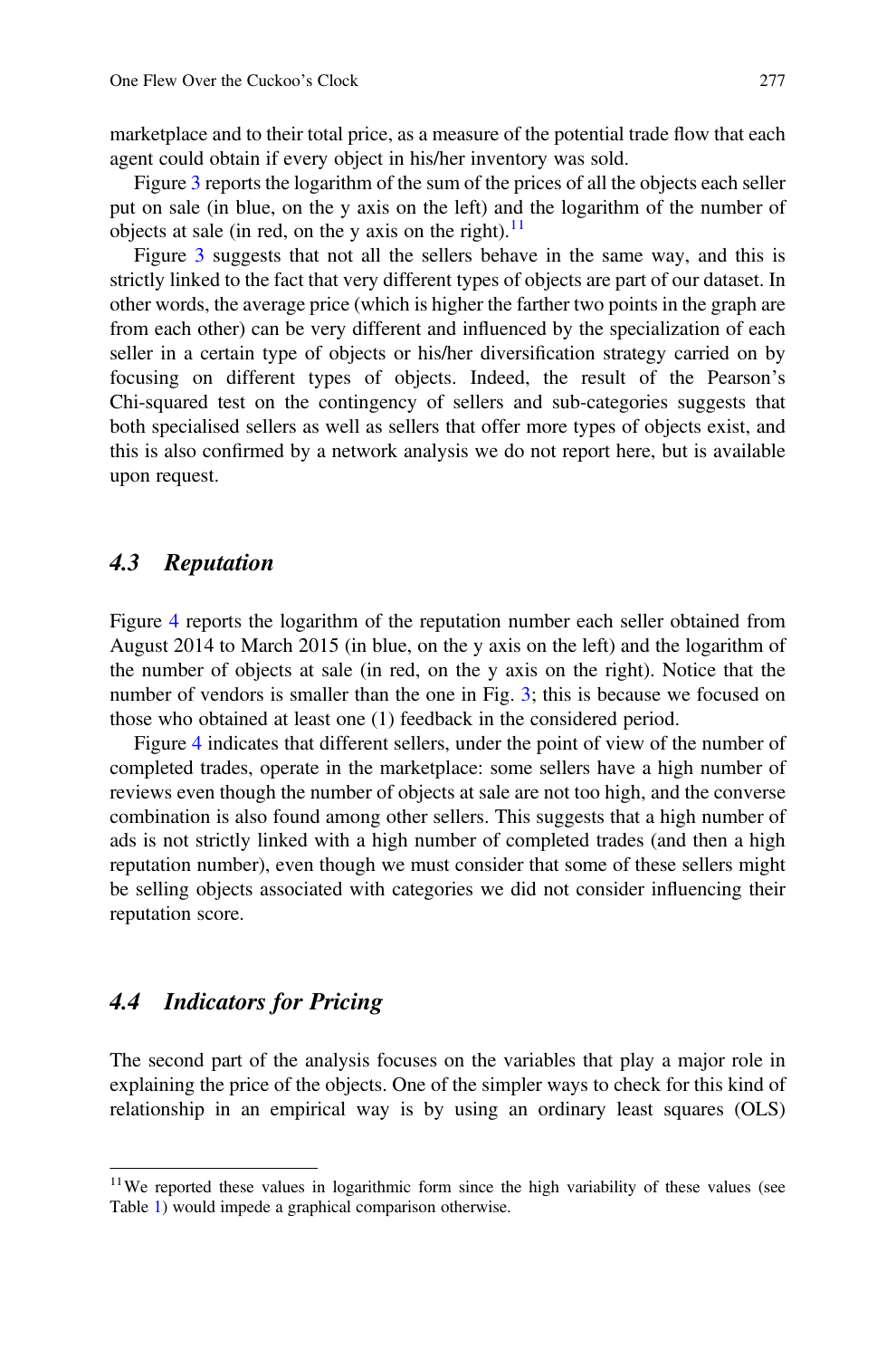marketplace and to their total price, as a measure of the potential trade flow that each agent could obtain if every object in his/her inventory was sold.

Figure 3 reports the logarithm of the sum of the prices of all the objects each seller put on sale (in blue, on the y axis on the left) and the logarithm of the number of objects at sale (in red, on the y axis on the right).[11]

Figure 3 suggests that not all the sellers behave in the same way, and this is strictly linked to the fact that very different types of objects are part of our dataset. In other words, the average price (which is higher the farther two points in the graph are from each other) can be very different and influenced by the specialization of each seller in a certain type of objects or his/her diversification strategy carried on by focusing on different types of objects. Indeed, the result of the Pearson's Chi-squared test on the contingency of sellers and sub-categories suggests that both specialised sellers as well as sellers that offer more types of objects exist, and this is also confirmed by a network analysis we do not report here, but is available upon request.

## 4.3 Reputation

Figure 4 reports the logarithm of the reputation number each seller obtained from August 2014 to March 2015 (in blue, on the y axis on the left) and the logarithm of the number of objects at sale (in red, on the y axis on the right). Notice that the number of vendors is smaller than the one in Fig. 3; this is because we focused on those who obtained at least one (1) feedback in the considered period.

Figure 4 indicates that different sellers, under the point of view of the number of completed trades, operate in the marketplace: some sellers have a high number of reviews even though the number of objects at sale are not too high, and the converse combination is also found among other sellers. This suggests that a high number of ads is not strictly linked with a high number of completed trades (and then a high reputation number), even though we must consider that some of these sellers might be selling objects associated with categories we did not consider influencing their reputation score.

## 4.4 Indicators for Pricing

The second part of the analysis focuses on the variables that play a major role in explaining the price of the objects. One of the simpler ways to check for this kind of relationship in an empirical way is by using an ordinary least squares (OLS)

[11] We reported these values in logarithmic form since the high variability of these values (see Table 1) would impede a graphical comparison otherwise.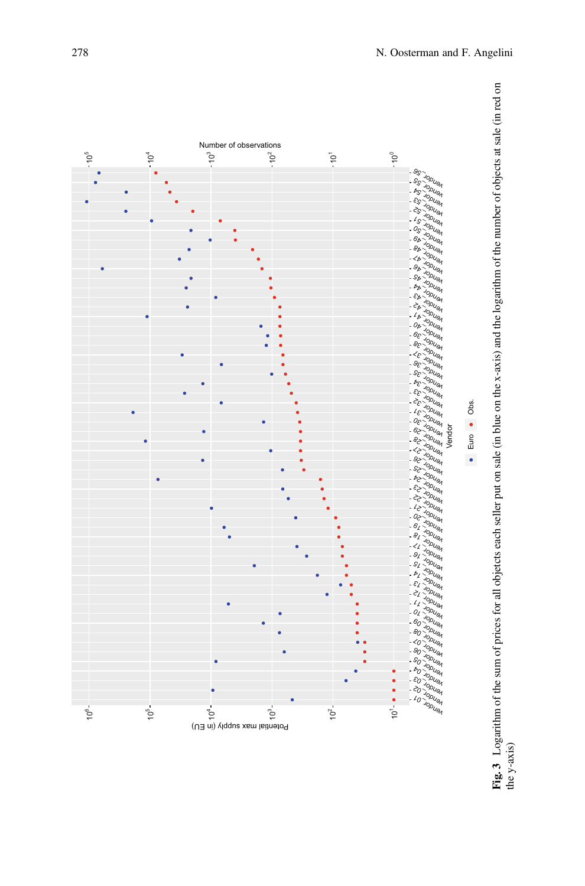**Fig. 3** Logarithm of the sum of prices for all objects each seller put on sale (in blue on the x-axis) and the logarithm of the number of objects at sale (in red on the y-axis)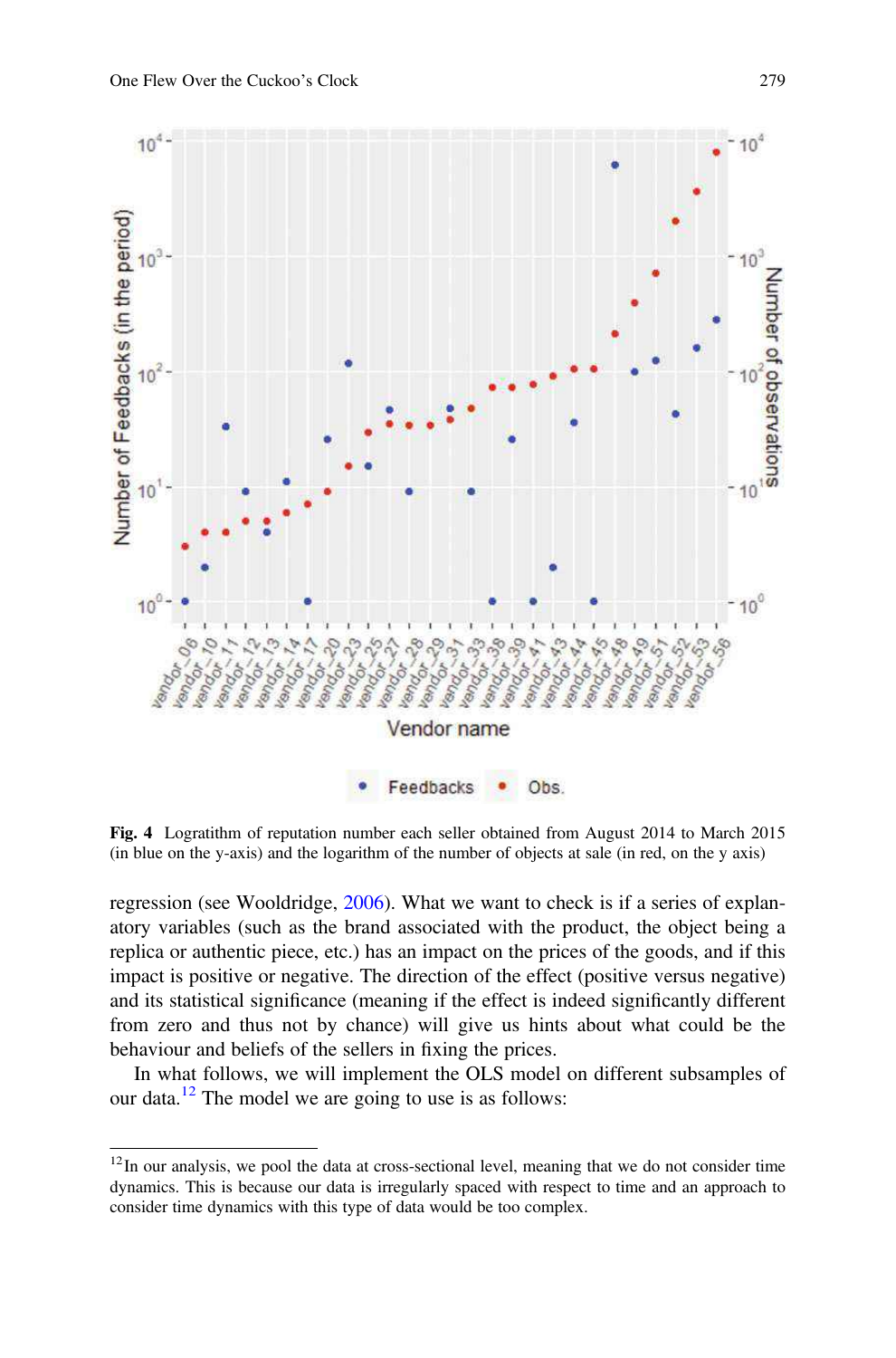Fig. 4 Logratithm of reputation number each seller obtained from August 2014 to March 2015 (in blue on the y-axis) and the logarithm of the number of objects at sale (in red, on the y axis)

regression (see Wooldridge, 2006). What we want to check is if a series of explanatory variables (such as the brand associated with the product, the object being a replica or authentic piece, etc.) has an impact on the prices of the goods, and if this impact is positive or negative. The direction of the effect (positive versus negative) and its statistical significance (meaning if the effect is indeed significantly different from zero and thus not by chance) will give us hints about what could be the behaviour and beliefs of the sellers in fixing the prices.

In what follows, we will implement the OLS model on different subsamples of our data.[12] The model we are going to use is as follows:

[12] In our analysis, we pool the data at cross-sectional level, meaning that we do not consider time dynamics. This is because our data is irregularly spaced with respect to time and an approach to consider time dynamics with this type of data would be too complex.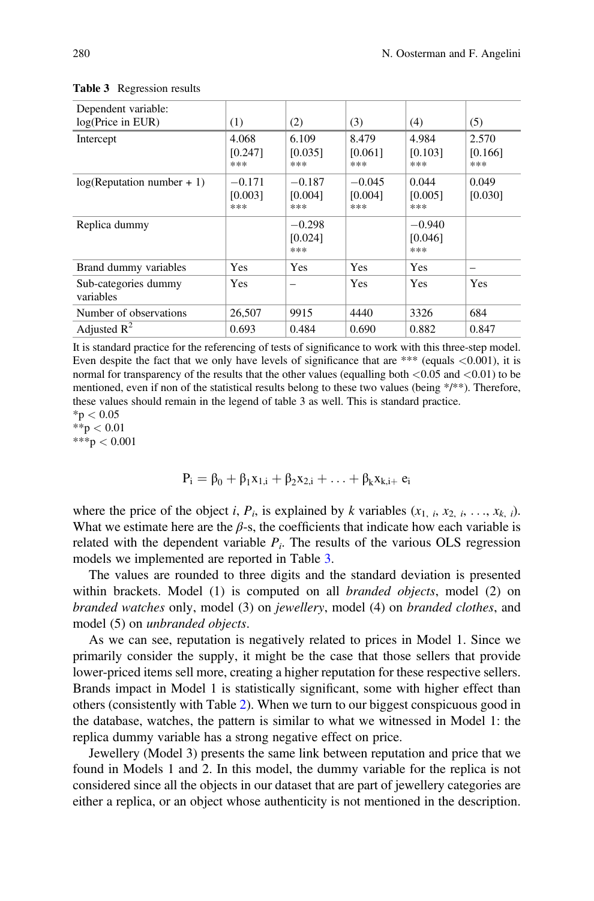**Table 3** Regression results

| Dependent variable: log(Price in EUR) | (1) | (2) | (3) | (4) | (5) |
|---|---|---|---|---|---|
| Intercept | 4.068 [0.247] *** | 6.109 [0.035] *** | 8.479 [0.061] *** | 4.984 [0.103] *** | 2.570 [0.166] *** |
| log(Reputation number + 1) | −0.171 [0.003] *** | −0.187 [0.004] *** | −0.045 [0.004] *** | 0.044 [0.005] *** | 0.049 [0.030] |
| Replica dummy | | −0.298 [0.024] *** | | −0.940 [0.046] *** | |
| Brand dummy variables | Yes | Yes | Yes | Yes | – |
| Sub-categories dummy variables | Yes | – | Yes | Yes | Yes |
| Number of observations | 26,507 | 9915 | 4440 | 3326 | 684 |
| Adjusted $R^2$ | 0.693 | 0.484 | 0.690 | 0.882 | 0.847 |

It is standard practice for the referencing of tests of significance to work with this three-step model. Even despite the fact that we only have levels of significance that are *** (equals $<0.001$), it is normal for transparency of the results that the other values (equalling both $<0.05$ and $<0.01$) to be mentioned, even if non of the statistical results belong to these two values (being */**). Therefore, these values should remain in the legend of table 3 as well. This is standard practice.

*$p < 0.05$
**$p < 0.01$
***$p < 0.001$

$$P_i = \beta_0 + \beta_1 x_{1,i} + \beta_2 x_{2,i} + \ldots + \beta_k x_{k,i+} \, e_i$$

where the price of the object $i$, $P_i$, is explained by $k$ variables ($x_{1,\ i}$, $x_{2,\ i}$, …, $x_{k,\ i}$). What we estimate here are the $\beta$-s, the coefficients that indicate how each variable is related with the dependent variable $P_i$. The results of the various OLS regression models we implemented are reported in Table 3.

The values are rounded to three digits and the standard deviation is presented within brackets. Model (1) is computed on all *branded objects*, model (2) on *branded watches* only, model (3) on *jewellery*, model (4) on *branded clothes*, and model (5) on *unbranded objects*.

As we can see, reputation is negatively related to prices in Model 1. Since we primarily consider the supply, it might be the case that those sellers that provide lower-priced items sell more, creating a higher reputation for these respective sellers. Brands impact in Model 1 is statistically significant, some with higher effect than others (consistently with Table 2). When we turn to our biggest conspicuous good in the database, watches, the pattern is similar to what we witnessed in Model 1: the replica dummy variable has a strong negative effect on price.

Jewellery (Model 3) presents the same link between reputation and price that we found in Models 1 and 2. In this model, the dummy variable for the replica is not considered since all the objects in our dataset that are part of jewellery categories are either a replica, or an object whose authenticity is not mentioned in the description.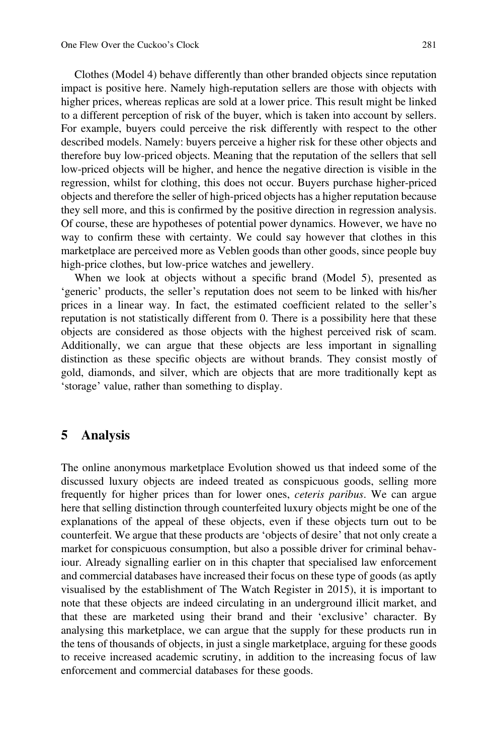Clothes (Model 4) behave differently than other branded objects since reputation impact is positive here. Namely high-reputation sellers are those with objects with higher prices, whereas replicas are sold at a lower price. This result might be linked to a different perception of risk of the buyer, which is taken into account by sellers. For example, buyers could perceive the risk differently with respect to the other described models. Namely: buyers perceive a higher risk for these other objects and therefore buy low-priced objects. Meaning that the reputation of the sellers that sell low-priced objects will be higher, and hence the negative direction is visible in the regression, whilst for clothing, this does not occur. Buyers purchase higher-priced objects and therefore the seller of high-priced objects has a higher reputation because they sell more, and this is confirmed by the positive direction in regression analysis. Of course, these are hypotheses of potential power dynamics. However, we have no way to confirm these with certainty. We could say however that clothes in this marketplace are perceived more as Veblen goods than other goods, since people buy high-price clothes, but low-price watches and jewellery.

When we look at objects without a specific brand (Model 5), presented as 'generic' products, the seller's reputation does not seem to be linked with his/her prices in a linear way. In fact, the estimated coefficient related to the seller's reputation is not statistically different from 0. There is a possibility here that these objects are considered as those objects with the highest perceived risk of scam. Additionally, we can argue that these objects are less important in signalling distinction as these specific objects are without brands. They consist mostly of gold, diamonds, and silver, which are objects that are more traditionally kept as 'storage' value, rather than something to display.

## 5 Analysis

The online anonymous marketplace Evolution showed us that indeed some of the discussed luxury objects are indeed treated as conspicuous goods, selling more frequently for higher prices than for lower ones, *ceteris paribus*. We can argue here that selling distinction through counterfeited luxury objects might be one of the explanations of the appeal of these objects, even if these objects turn out to be counterfeit. We argue that these products are 'objects of desire' that not only create a market for conspicuous consumption, but also a possible driver for criminal behaviour. Already signalling earlier on in this chapter that specialised law enforcement and commercial databases have increased their focus on these type of goods (as aptly visualised by the establishment of The Watch Register in 2015), it is important to note that these objects are indeed circulating in an underground illicit market, and that these are marketed using their brand and their 'exclusive' character. By analysing this marketplace, we can argue that the supply for these products run in the tens of thousands of objects, in just a single marketplace, arguing for these goods to receive increased academic scrutiny, in addition to the increasing focus of law enforcement and commercial databases for these goods.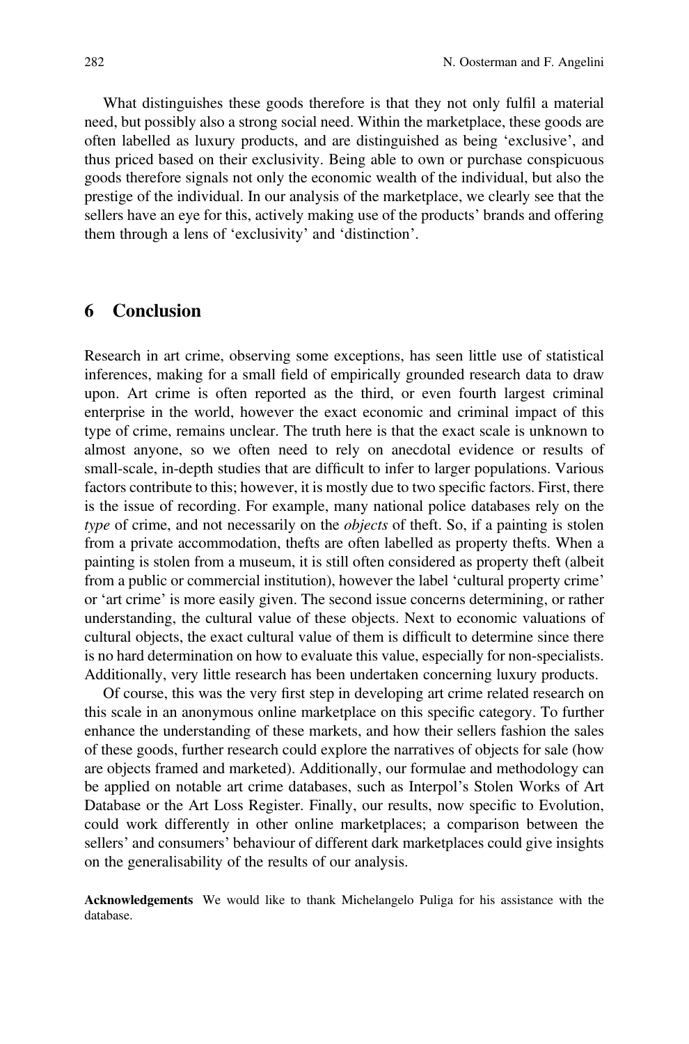What distinguishes these goods therefore is that they not only fulfil a material need, but possibly also a strong social need. Within the marketplace, these goods are often labelled as luxury products, and are distinguished as being 'exclusive', and thus priced based on their exclusivity. Being able to own or purchase conspicuous goods therefore signals not only the economic wealth of the individual, but also the prestige of the individual. In our analysis of the marketplace, we clearly see that the sellers have an eye for this, actively making use of the products' brands and offering them through a lens of 'exclusivity' and 'distinction'.

## 6 Conclusion

Research in art crime, observing some exceptions, has seen little use of statistical inferences, making for a small field of empirically grounded research data to draw upon. Art crime is often reported as the third, or even fourth largest criminal enterprise in the world, however the exact economic and criminal impact of this type of crime, remains unclear. The truth here is that the exact scale is unknown to almost anyone, so we often need to rely on anecdotal evidence or results of small-scale, in-depth studies that are difficult to infer to larger populations. Various factors contribute to this; however, it is mostly due to two specific factors. First, there is the issue of recording. For example, many national police databases rely on the *type* of crime, and not necessarily on the *objects* of theft. So, if a painting is stolen from a private accommodation, thefts are often labelled as property thefts. When a painting is stolen from a museum, it is still often considered as property theft (albeit from a public or commercial institution), however the label 'cultural property crime' or 'art crime' is more easily given. The second issue concerns determining, or rather understanding, the cultural value of these objects. Next to economic valuations of cultural objects, the exact cultural value of them is difficult to determine since there is no hard determination on how to evaluate this value, especially for non-specialists. Additionally, very little research has been undertaken concerning luxury products.

Of course, this was the very first step in developing art crime related research on this scale in an anonymous online marketplace on this specific category. To further enhance the understanding of these markets, and how their sellers fashion the sales of these goods, further research could explore the narratives of objects for sale (how are objects framed and marketed). Additionally, our formulae and methodology can be applied on notable art crime databases, such as Interpol's Stolen Works of Art Database or the Art Loss Register. Finally, our results, now specific to Evolution, could work differently in other online marketplaces; a comparison between the sellers' and consumers' behaviour of different dark marketplaces could give insights on the generalisability of the results of our analysis.

**Acknowledgements** We would like to thank Michelangelo Puliga for his assistance with the database.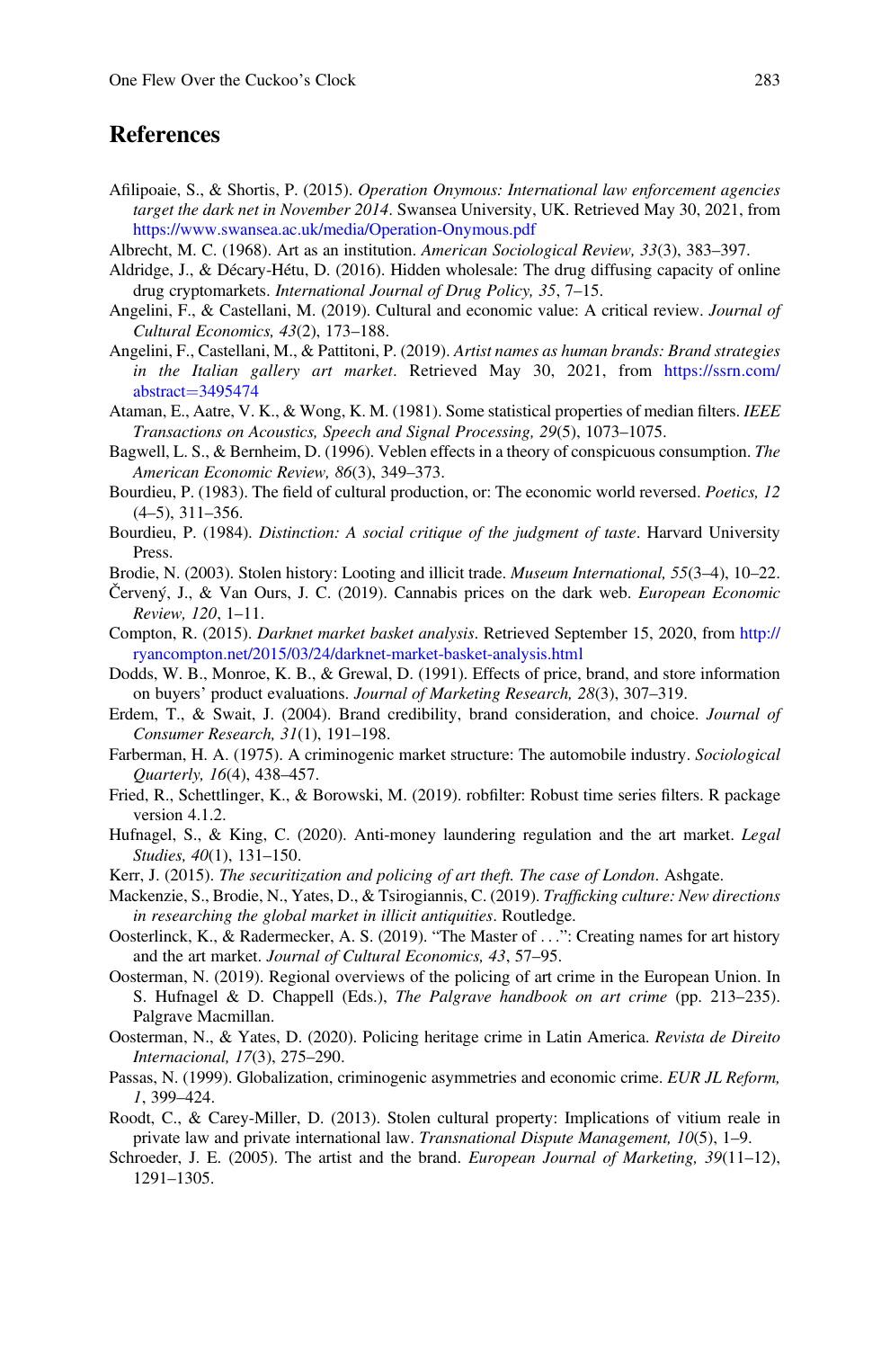## References

Afilipoaie, S., & Shortis, P. (2015). *Operation Onymous: International law enforcement agencies target the dark net in November 2014*. Swansea University, UK. Retrieved May 30, 2021, from https://www.swansea.ac.uk/media/Operation-Onymous.pdf

Albrecht, M. C. (1968). Art as an institution. *American Sociological Review, 33*(3), 383–397.

Aldridge, J., & Décary-Hétu, D. (2016). Hidden wholesale: The drug diffusing capacity of online drug cryptomarkets. *International Journal of Drug Policy, 35*, 7–15.

Angelini, F., & Castellani, M. (2019). Cultural and economic value: A critical review. *Journal of Cultural Economics, 43*(2), 173–188.

Angelini, F., Castellani, M., & Pattitoni, P. (2019). *Artist names as human brands: Brand strategies in the Italian gallery art market*. Retrieved May 30, 2021, from https://ssrn.com/abstract=3495474

Ataman, E., Aatre, V. K., & Wong, K. M. (1981). Some statistical properties of median filters. *IEEE Transactions on Acoustics, Speech and Signal Processing, 29*(5), 1073–1075.

Bagwell, L. S., & Bernheim, D. (1996). Veblen effects in a theory of conspicuous consumption. *The American Economic Review, 86*(3), 349–373.

Bourdieu, P. (1983). The field of cultural production, or: The economic world reversed. *Poetics, 12* (4–5), 311–356.

Bourdieu, P. (1984). *Distinction: A social critique of the judgment of taste*. Harvard University Press.

Brodie, N. (2003). Stolen history: Looting and illicit trade. *Museum International, 55*(3–4), 10–22.

Červený, J., & Van Ours, J. C. (2019). Cannabis prices on the dark web. *European Economic Review, 120*, 1–11.

Compton, R. (2015). *Darknet market basket analysis*. Retrieved September 15, 2020, from http://ryancompton.net/2015/03/24/darknet-market-basket-analysis.html

Dodds, W. B., Monroe, K. B., & Grewal, D. (1991). Effects of price, brand, and store information on buyers' product evaluations. *Journal of Marketing Research, 28*(3), 307–319.

Erdem, T., & Swait, J. (2004). Brand credibility, brand consideration, and choice. *Journal of Consumer Research, 31*(1), 191–198.

Farberman, H. A. (1975). A criminogenic market structure: The automobile industry. *Sociological Quarterly, 16*(4), 438–457.

Fried, R., Schettlinger, K., & Borowski, M. (2019). robfilter: Robust time series filters. R package version 4.1.2.

Hufnagel, S., & King, C. (2020). Anti-money laundering regulation and the art market. *Legal Studies, 40*(1), 131–150.

Kerr, J. (2015). *The securitization and policing of art theft. The case of London*. Ashgate.

Mackenzie, S., Brodie, N., Yates, D., & Tsirogiannis, C. (2019). *Trafficking culture: New directions in researching the global market in illicit antiquities*. Routledge.

Oosterlinck, K., & Radermecker, A. S. (2019). "The Master of . . .": Creating names for art history and the art market. *Journal of Cultural Economics, 43*, 57–95.

Oosterman, N. (2019). Regional overviews of the policing of art crime in the European Union. In S. Hufnagel & D. Chappell (Eds.), *The Palgrave handbook on art crime* (pp. 213–235). Palgrave Macmillan.

Oosterman, N., & Yates, D. (2020). Policing heritage crime in Latin America. *Revista de Direito Internacional, 17*(3), 275–290.

Passas, N. (1999). Globalization, criminogenic asymmetries and economic crime. *EUR JL Reform, 1*, 399–424.

Roodt, C., & Carey-Miller, D. (2013). Stolen cultural property: Implications of vitium reale in private law and private international law. *Transnational Dispute Management, 10*(5), 1–9.

Schroeder, J. E. (2005). The artist and the brand. *European Journal of Marketing, 39*(11–12), 1291–1305.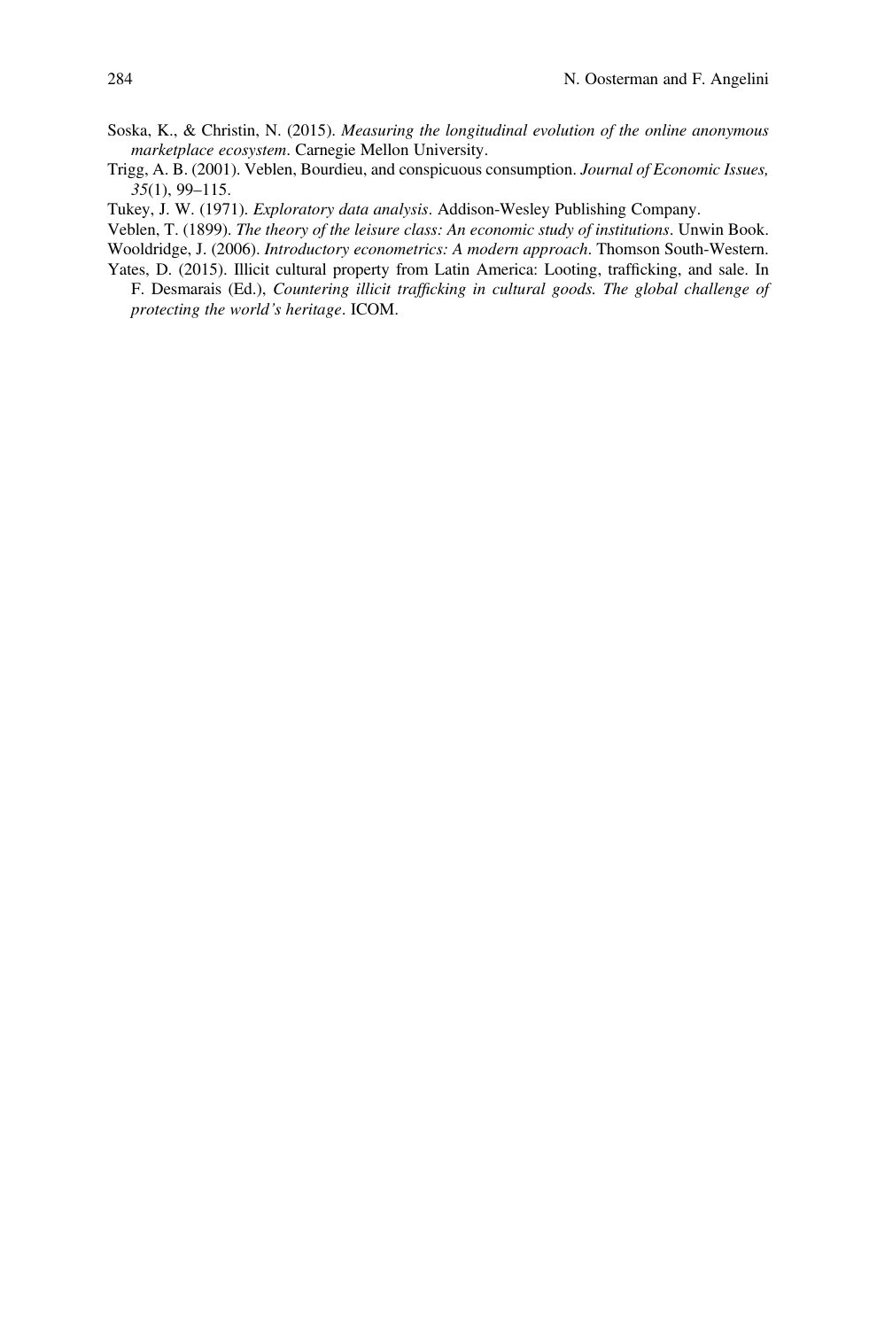Soska, K., & Christin, N. (2015). *Measuring the longitudinal evolution of the online anonymous marketplace ecosystem*. Carnegie Mellon University.

Trigg, A. B. (2001). Veblen, Bourdieu, and conspicuous consumption. *Journal of Economic Issues, 35*(1), 99–115.

Tukey, J. W. (1971). *Exploratory data analysis*. Addison-Wesley Publishing Company.

Veblen, T. (1899). *The theory of the leisure class: An economic study of institutions*. Unwin Book.

Wooldridge, J. (2006). *Introductory econometrics: A modern approach*. Thomson South-Western.

Yates, D. (2015). Illicit cultural property from Latin America: Looting, trafficking, and sale. In F. Desmarais (Ed.), *Countering illicit trafficking in cultural goods. The global challenge of protecting the world's heritage*. ICOM.